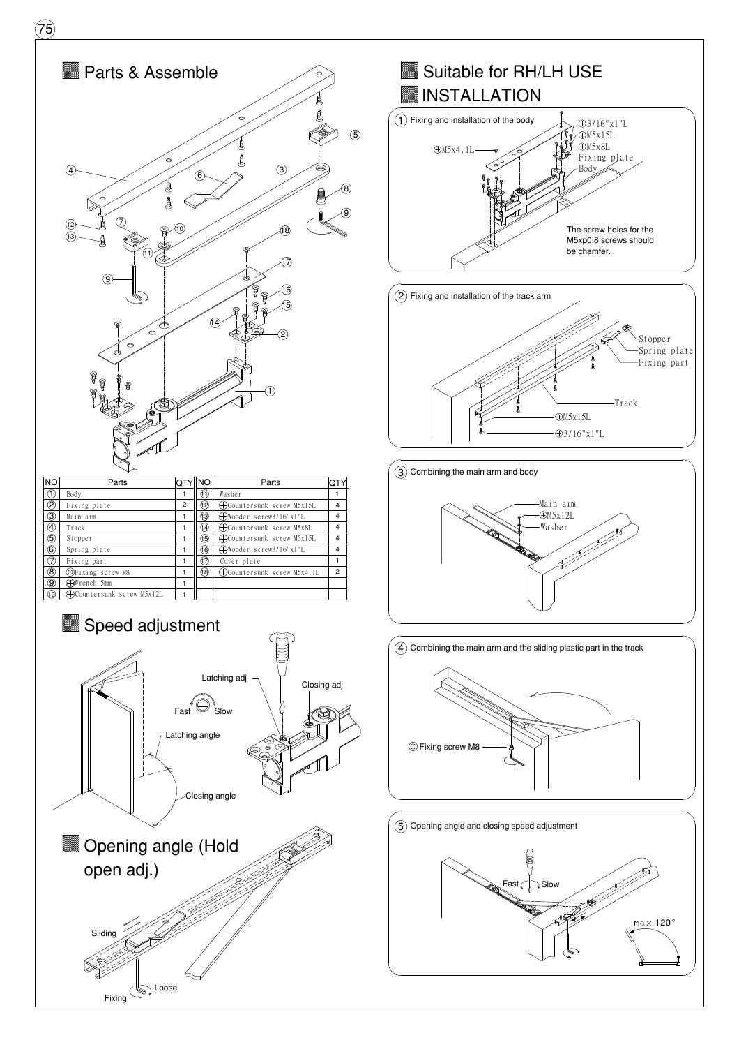## Parts & Assemble

| NO | Parts | QTY | NO | Parts | QTY |
|---|---|---|---|---|---|
| ① | Body | 1 | ⑪ | Washer | 1 |
| ② | Fixing plate | 2 | ⑫ | ⊕Countersunk screw M5x15L | 4 |
| ③ | Main arm | 1 | ⑬ | ⊕Wooder screw3/16"x1"L | 4 |
| ④ | Track | 1 | ⑭ | ⊕Countersunk screw M5x8L | 4 |
| ⑤ | Stopper | 1 | ⑮ | ⊕Countersunk screw M5x15L | 4 |
| ⑥ | Spring plate | 1 | ⑯ | ⊕Wooder screw3/16"x1"L | 4 |
| ⑦ | Fixing part | 1 | ⑰ | Cover plate | 1 |
| ⑧ | ◎Fixing screw M8 | 1 | ⑱ | ⊕Countersunk screw M5x4.1L | 2 |
| ⑨ | ⊕Wrench 5mm | 1 | | | |
| ⑩ | ⊕Countersunk screw M5x12L | 1 | | | |

## Speed adjustment

Latching adj

Closing adj

Fast Slow

Latching angle

Closing angle

## Opening angle (Hold open adj.)

Sliding

Loose

Fixing

## Suitable for RH/LH USE

## INSTALLATION

① Fixing and installation of the body

⊕3/16"x1"L
⊕M5x15L
⊕M5x8L
⊕M5x4.1L
Fixing plate
Body

The screw holes for the M5xp0.8 screws should be chamfer.

② Fixing and installation of the track arm

Stopper
Spring plate
Fixing part
Track
⊕M5x15L
⊕3/16"x1"L

③ Combining the main arm and body

Main arm
⊕M5x12L
Washer

④ Combining the main arm and the sliding plastic part in the track

◎ Fixing screw M8

⑤ Opening angle and closing speed adjustment

Fast Slow

max.120°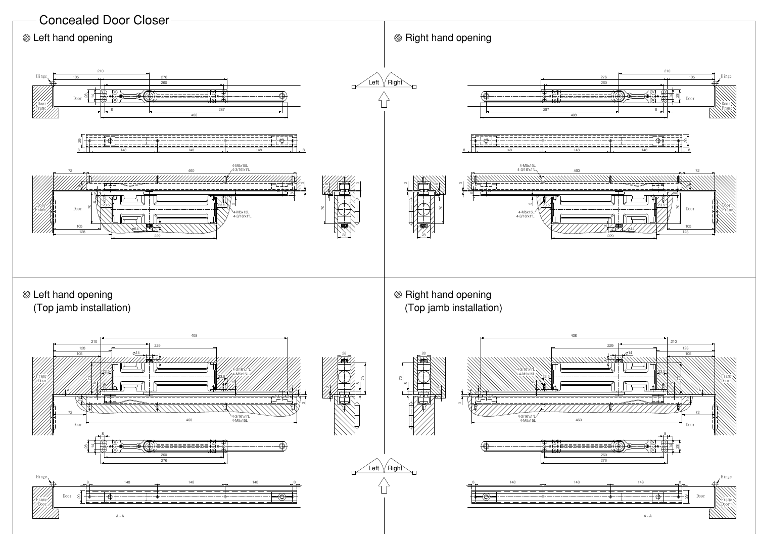# Concealed Door Closer

## ⊗ Left hand opening

Hinge

210

105

276

260

Door

Door Frame

8

287

408

28

14

8

148

148

148

8

72

460

4-M5x15L

4-3/16"x1"L

Door Frame

Door

105

128

229

ø14

70

23.5

4-M5x15L

4-3/16"x1"L

70

28

## ⊗ Right hand opening

276

260

210

105

Hinge

Door

Door Frame

287

408

8

8

148

148

148

8

4-M5x15L

4-3/16"x1"L

460

72

4-M5x15L

4-3/16"x1"L

229

ø14

105

128

Door

Door Frame

70

28

Left

Right

## ⊗ Left hand opening (Top jamb installation)

408

210

128

105

229

ø14

Frame Door

23.5

70

4-3/16"x1"L

4-M5x15L

72

460

4-3/16"x1"L

4-M5x15L

Door

28

70

8

260

276

Hinge

8

148

148

148

8

Door

Frame Door

28

A - A

## ⊗ Right hand opening (Top jamb installation)

408

229

210

128

105

ø14

4-3/16"x1"L

4-M5x15L

23.5

Frame Door

70

28

4-3/16"x1"L

4-M5x15L

460

72

Door

8

260

276

8

148

148

148

8

Hinge

Door

Frame Door

A - A

Left

Right